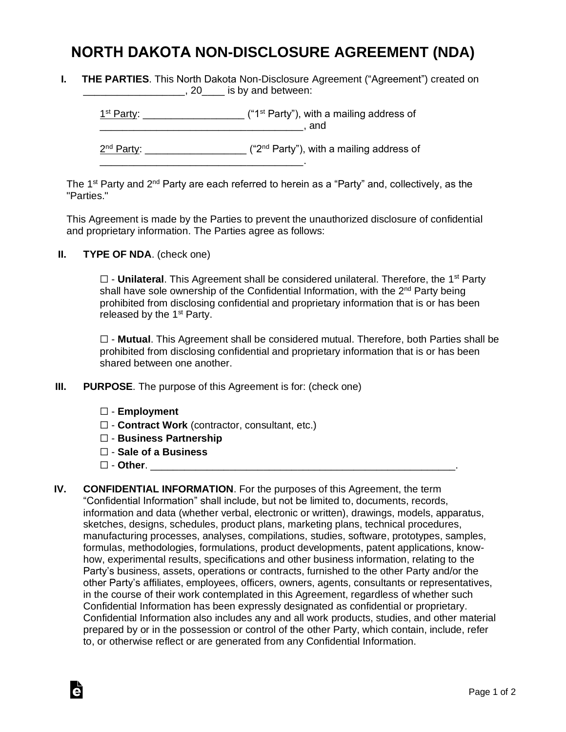# NORTH DAKOTA NON-DISCLOSURE AGREEMENT (NDA)

**I. THE PARTIES**. This North Dakota Non-Disclosure Agreement ("Agreement") created on __________________, 20____ is by and between:

1st Party: _________________ ("1st Party"), with a mailing address of ____________________________________, and

2nd Party: _________________ ("2nd Party"), with a mailing address of ____________________________________.

The 1st Party and 2nd Party are each referred to herein as a "Party" and, collectively, as the "Parties."

This Agreement is made by the Parties to prevent the unauthorized disclosure of confidential and proprietary information. The Parties agree as follows:

**II. TYPE OF NDA**. (check one)

☐ - **Unilateral**. This Agreement shall be considered unilateral. Therefore, the 1st Party shall have sole ownership of the Confidential Information, with the 2nd Party being prohibited from disclosing confidential and proprietary information that is or has been released by the 1st Party.

☐ - **Mutual**. This Agreement shall be considered mutual. Therefore, both Parties shall be prohibited from disclosing confidential and proprietary information that is or has been shared between one another.

**III. PURPOSE**. The purpose of this Agreement is for: (check one)

☐ - **Employment**  
☐ - **Contract Work** (contractor, consultant, etc.)  
☐ - **Business Partnership**  
☐ - **Sale of a Business**  
☐ - **Other**. _______________________________________________________.

**IV. CONFIDENTIAL INFORMATION**. For the purposes of this Agreement, the term "Confidential Information" shall include, but not be limited to, documents, records, information and data (whether verbal, electronic or written), drawings, models, apparatus, sketches, designs, schedules, product plans, marketing plans, technical procedures, manufacturing processes, analyses, compilations, studies, software, prototypes, samples, formulas, methodologies, formulations, product developments, patent applications, know-how, experimental results, specifications and other business information, relating to the Party's business, assets, operations or contracts, furnished to the other Party and/or the other Party's affiliates, employees, officers, owners, agents, consultants or representatives, in the course of their work contemplated in this Agreement, regardless of whether such Confidential Information has been expressly designated as confidential or proprietary. Confidential Information also includes any and all work products, studies, and other material prepared by or in the possession or control of the other Party, which contain, include, refer to, or otherwise reflect or are generated from any Confidential Information.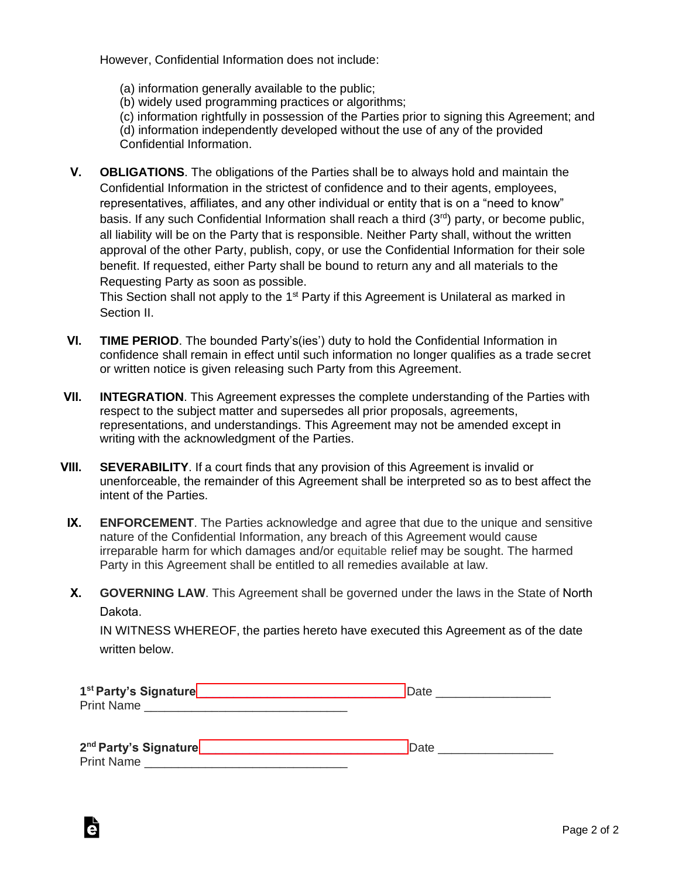However, Confidential Information does not include:

(a) information generally available to the public;
(b) widely used programming practices or algorithms;
(c) information rightfully in possession of the Parties prior to signing this Agreement; and
(d) information independently developed without the use of any of the provided Confidential Information.

**V. OBLIGATIONS**. The obligations of the Parties shall be to always hold and maintain the Confidential Information in the strictest of confidence and to their agents, employees, representatives, affiliates, and any other individual or entity that is on a "need to know" basis. If any such Confidential Information shall reach a third (3rd) party, or become public, all liability will be on the Party that is responsible. Neither Party shall, without the written approval of the other Party, publish, copy, or use the Confidential Information for their sole benefit. If requested, either Party shall be bound to return any and all materials to the Requesting Party as soon as possible.

This Section shall not apply to the 1st Party if this Agreement is Unilateral as marked in Section II.

**VI. TIME PERIOD**. The bounded Party's(ies') duty to hold the Confidential Information in confidence shall remain in effect until such information no longer qualifies as a trade secret or written notice is given releasing such Party from this Agreement.

**VII. INTEGRATION**. This Agreement expresses the complete understanding of the Parties with respect to the subject matter and supersedes all prior proposals, agreements, representations, and understandings. This Agreement may not be amended except in writing with the acknowledgment of the Parties.

**VIII. SEVERABILITY**. If a court finds that any provision of this Agreement is invalid or unenforceable, the remainder of this Agreement shall be interpreted so as to best affect the intent of the Parties.

**IX. ENFORCEMENT**. The Parties acknowledge and agree that due to the unique and sensitive nature of the Confidential Information, any breach of this Agreement would cause irreparable harm for which damages and/or equitable relief may be sought. The harmed Party in this Agreement shall be entitled to all remedies available at law.

**X. GOVERNING LAW**. This Agreement shall be governed under the laws in the State of North Dakota.

IN WITNESS WHEREOF, the parties hereto have executed this Agreement as of the date written below.

**1st Party's Signature** _______________________________ Date _________________
Print Name _______________________________

**2nd Party's Signature** _______________________________ Date _________________
Print Name _______________________________